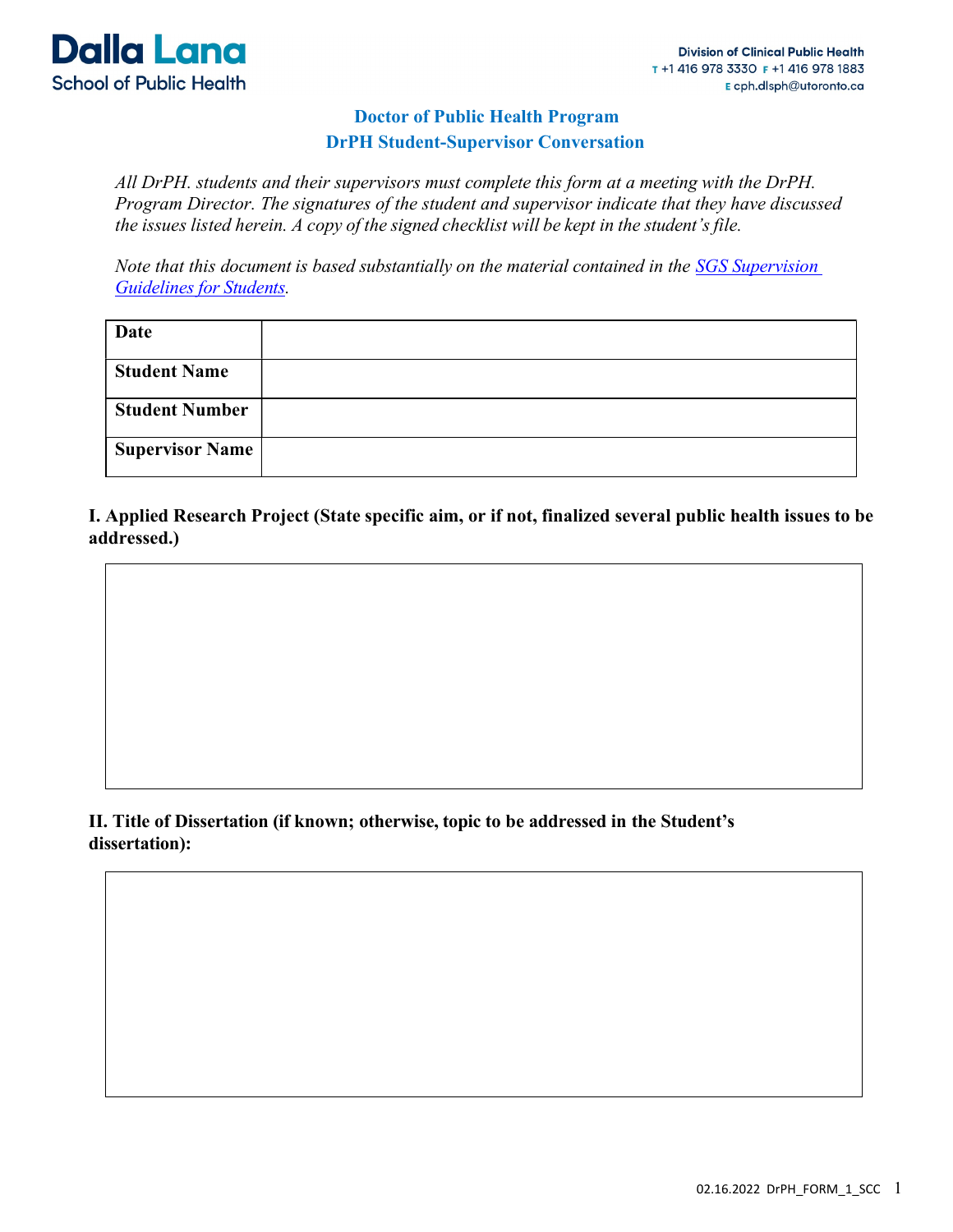Dalla Lana School of Public Health

Division of Clinical Public Health
T +1 416 978 3330 F +1 416 978 1883
E cph.dlsph@utoronto.ca

# Doctor of Public Health Program
## DrPH Student-Supervisor Conversation

*All DrPH. students and their supervisors must complete this form at a meeting with the DrPH. Program Director. The signatures of the student and supervisor indicate that they have discussed the issues listed herein. A copy of the signed checklist will be kept in the student's file.*

*Note that this document is based substantially on the material contained in the [SGS Supervision Guidelines for Students](SGS Supervision Guidelines for Students).*

| | |
|---|---|
| **Date** | |
| **Student Name** | |
| **Student Number** | |
| **Supervisor Name** | |

**I. Applied Research Project (State specific aim, or if not, finalized several public health issues to be addressed.)**

| |
|---|
| |

**II. Title of Dissertation (if known; otherwise, topic to be addressed in the Student's dissertation):**

| |
|---|
| |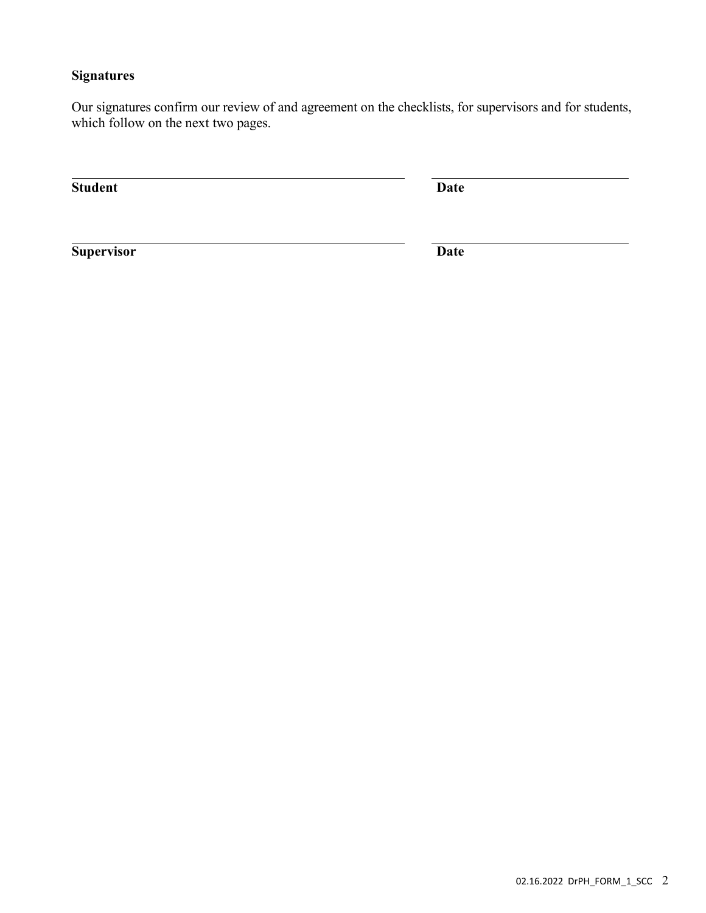**Signatures**

Our signatures confirm our review of and agreement on the checklists, for supervisors and for students, which follow on the next two pages.

| | |
|---|---|
| **Student** | **Date** |
| **Supervisor** | **Date** |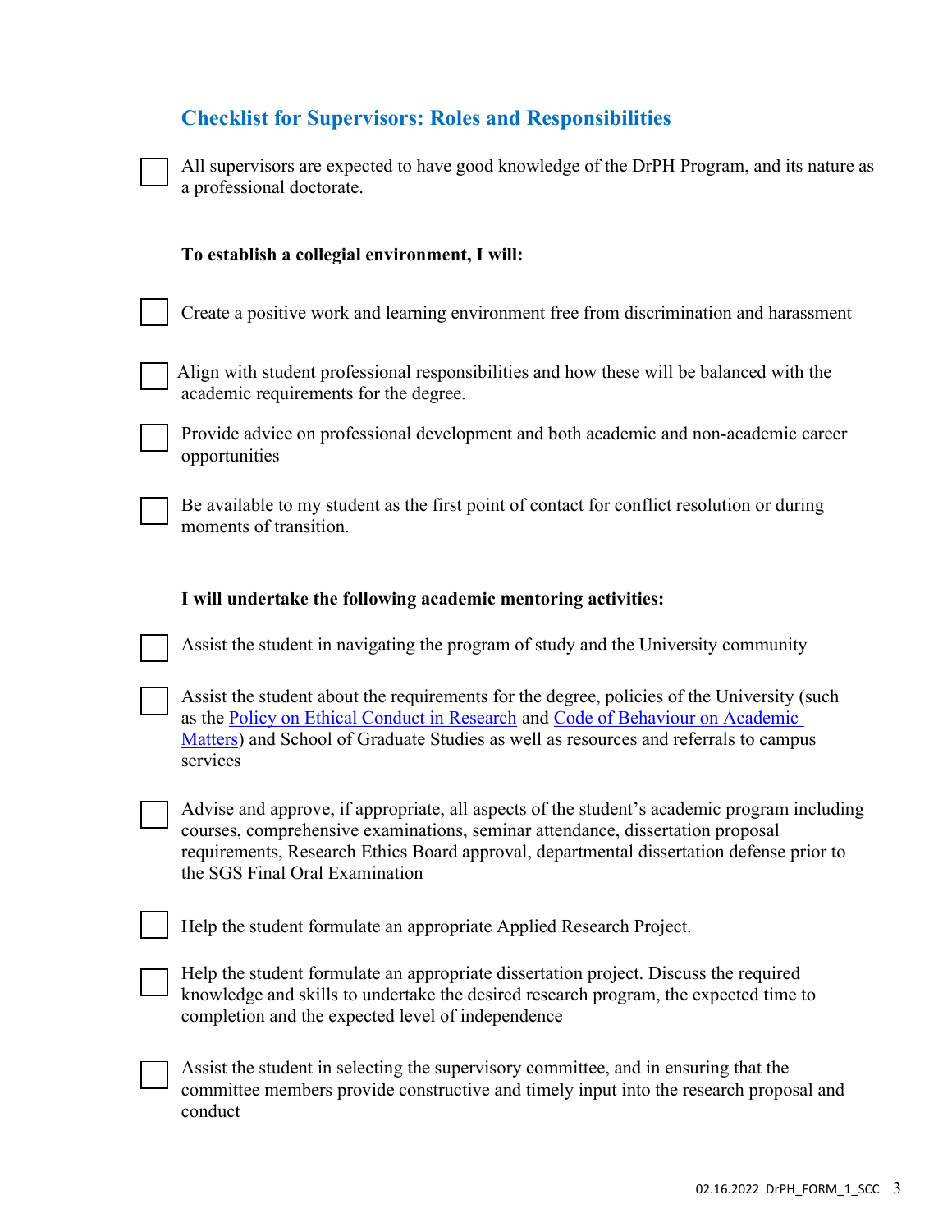## Checklist for Supervisors: Roles and Responsibilities

- [ ] All supervisors are expected to have good knowledge of the DrPH Program, and its nature as a professional doctorate.

**To establish a collegial environment, I will:**

- [ ] Create a positive work and learning environment free from discrimination and harassment
- [ ] Align with student professional responsibilities and how these will be balanced with the academic requirements for the degree.
- [ ] Provide advice on professional development and both academic and non-academic career opportunities
- [ ] Be available to my student as the first point of contact for conflict resolution or during moments of transition.

**I will undertake the following academic mentoring activities:**

- [ ] Assist the student in navigating the program of study and the University community
- [ ] Assist the student about the requirements for the degree, policies of the University (such as the Policy on Ethical Conduct in Research and Code of Behaviour on Academic Matters) and School of Graduate Studies as well as resources and referrals to campus services
- [ ] Advise and approve, if appropriate, all aspects of the student's academic program including courses, comprehensive examinations, seminar attendance, dissertation proposal requirements, Research Ethics Board approval, departmental dissertation defense prior to the SGS Final Oral Examination
- [ ] Help the student formulate an appropriate Applied Research Project.
- [ ] Help the student formulate an appropriate dissertation project. Discuss the required knowledge and skills to undertake the desired research program, the expected time to completion and the expected level of independence
- [ ] Assist the student in selecting the supervisory committee, and in ensuring that the committee members provide constructive and timely input into the research proposal and conduct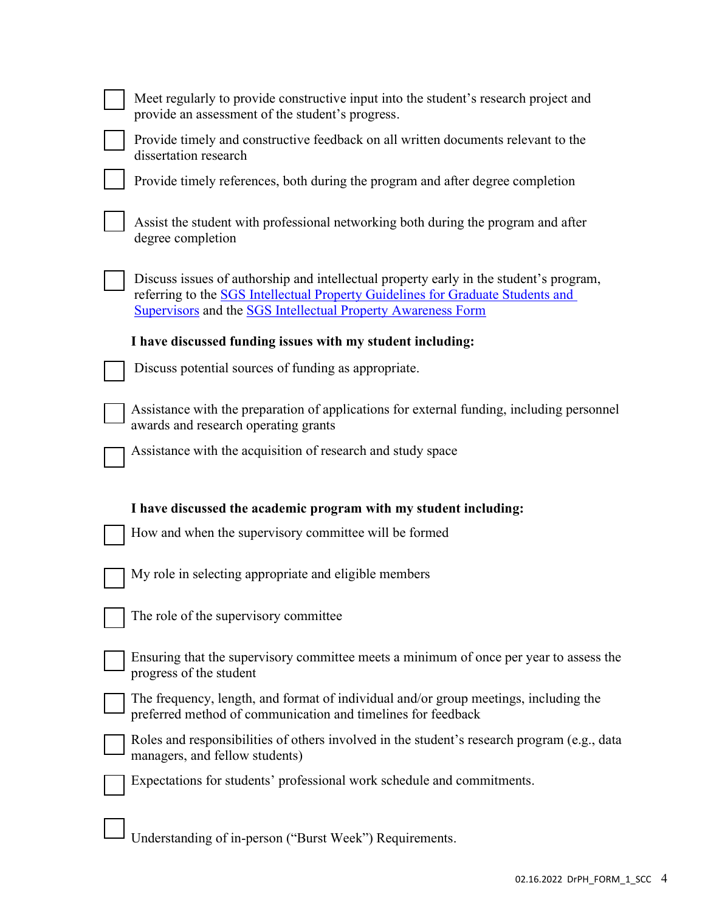- [ ] Meet regularly to provide constructive input into the student's research project and provide an assessment of the student's progress.
- [ ] Provide timely and constructive feedback on all written documents relevant to the dissertation research
- [ ] Provide timely references, both during the program and after degree completion
- [ ] Assist the student with professional networking both during the program and after degree completion
- [ ] Discuss issues of authorship and intellectual property early in the student's program, referring to the [SGS Intellectual Property Guidelines for Graduate Students and Supervisors]() and the [SGS Intellectual Property Awareness Form]()

**I have discussed funding issues with my student including:**

- [ ] Discuss potential sources of funding as appropriate.
- [ ] Assistance with the preparation of applications for external funding, including personnel awards and research operating grants
- [ ] Assistance with the acquisition of research and study space

**I have discussed the academic program with my student including:**

- [ ] How and when the supervisory committee will be formed
- [ ] My role in selecting appropriate and eligible members
- [ ] The role of the supervisory committee
- [ ] Ensuring that the supervisory committee meets a minimum of once per year to assess the progress of the student
- [ ] The frequency, length, and format of individual and/or group meetings, including the preferred method of communication and timelines for feedback
- [ ] Roles and responsibilities of others involved in the student's research program (e.g., data managers, and fellow students)
- [ ] Expectations for students' professional work schedule and commitments.
- [ ] Understanding of in-person ("Burst Week") Requirements.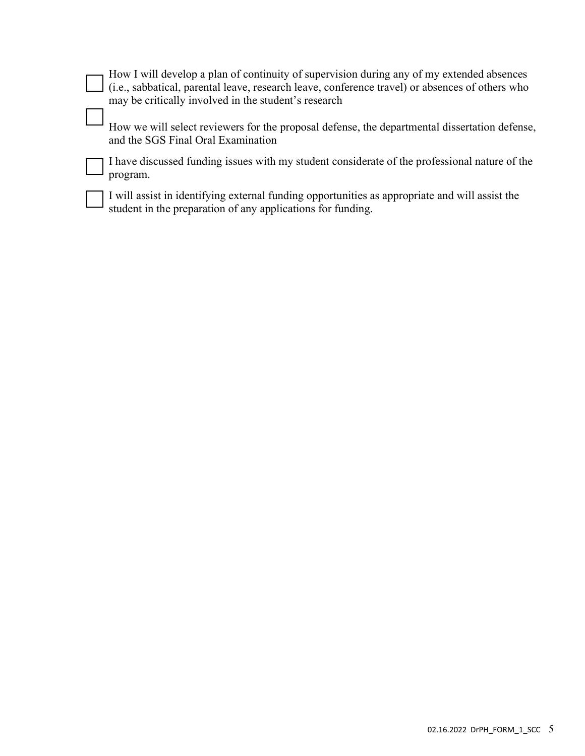- [ ] How I will develop a plan of continuity of supervision during any of my extended absences (i.e., sabbatical, parental leave, research leave, conference travel) or absences of others who may be critically involved in the student's research
- [ ] How we will select reviewers for the proposal defense, the departmental dissertation defense, and the SGS Final Oral Examination
- [ ] I have discussed funding issues with my student considerate of the professional nature of the program.
- [ ] I will assist in identifying external funding opportunities as appropriate and will assist the student in the preparation of any applications for funding.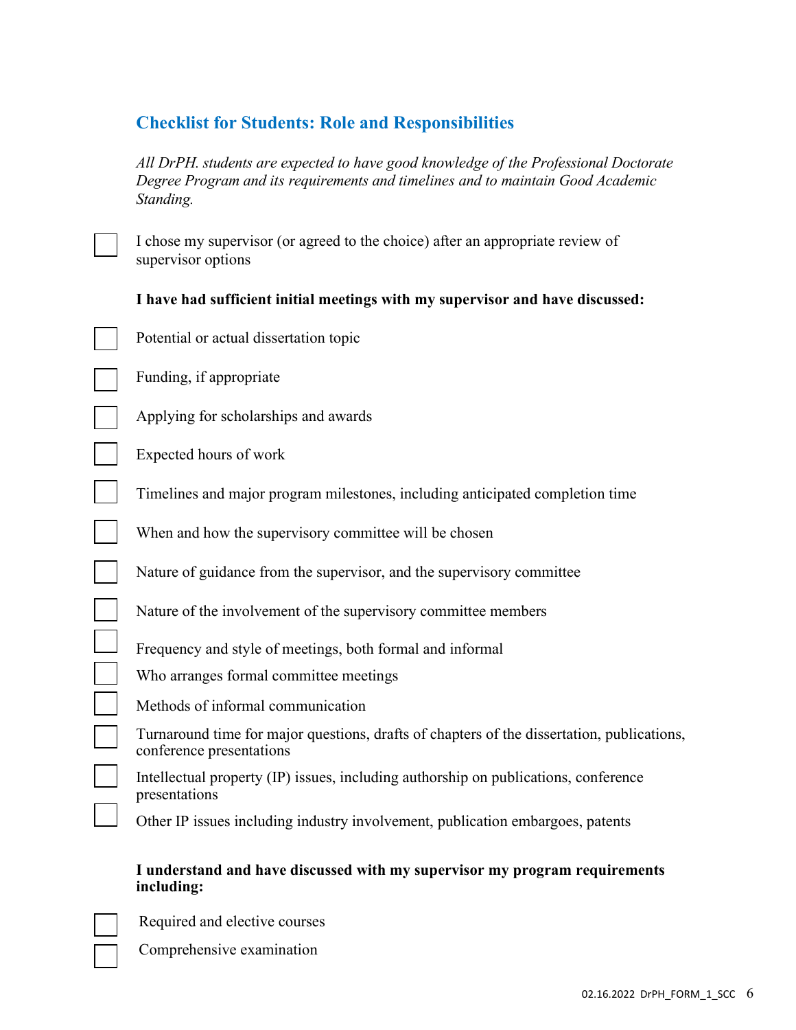## Checklist for Students: Role and Responsibilities

*All DrPH. students are expected to have good knowledge of the Professional Doctorate Degree Program and its requirements and timelines and to maintain Good Academic Standing.*

- [ ] I chose my supervisor (or agreed to the choice) after an appropriate review of supervisor options

**I have had sufficient initial meetings with my supervisor and have discussed:**

- [ ] Potential or actual dissertation topic
- [ ] Funding, if appropriate
- [ ] Applying for scholarships and awards
- [ ] Expected hours of work
- [ ] Timelines and major program milestones, including anticipated completion time
- [ ] When and how the supervisory committee will be chosen
- [ ] Nature of guidance from the supervisor, and the supervisory committee
- [ ] Nature of the involvement of the supervisory committee members
- [ ] Frequency and style of meetings, both formal and informal
- [ ] Who arranges formal committee meetings
- [ ] Methods of informal communication
- [ ] Turnaround time for major questions, drafts of chapters of the dissertation, publications, conference presentations
- [ ] Intellectual property (IP) issues, including authorship on publications, conference presentations
- [ ] Other IP issues including industry involvement, publication embargoes, patents

**I understand and have discussed with my supervisor my program requirements including:**

- [ ] Required and elective courses
- [ ] Comprehensive examination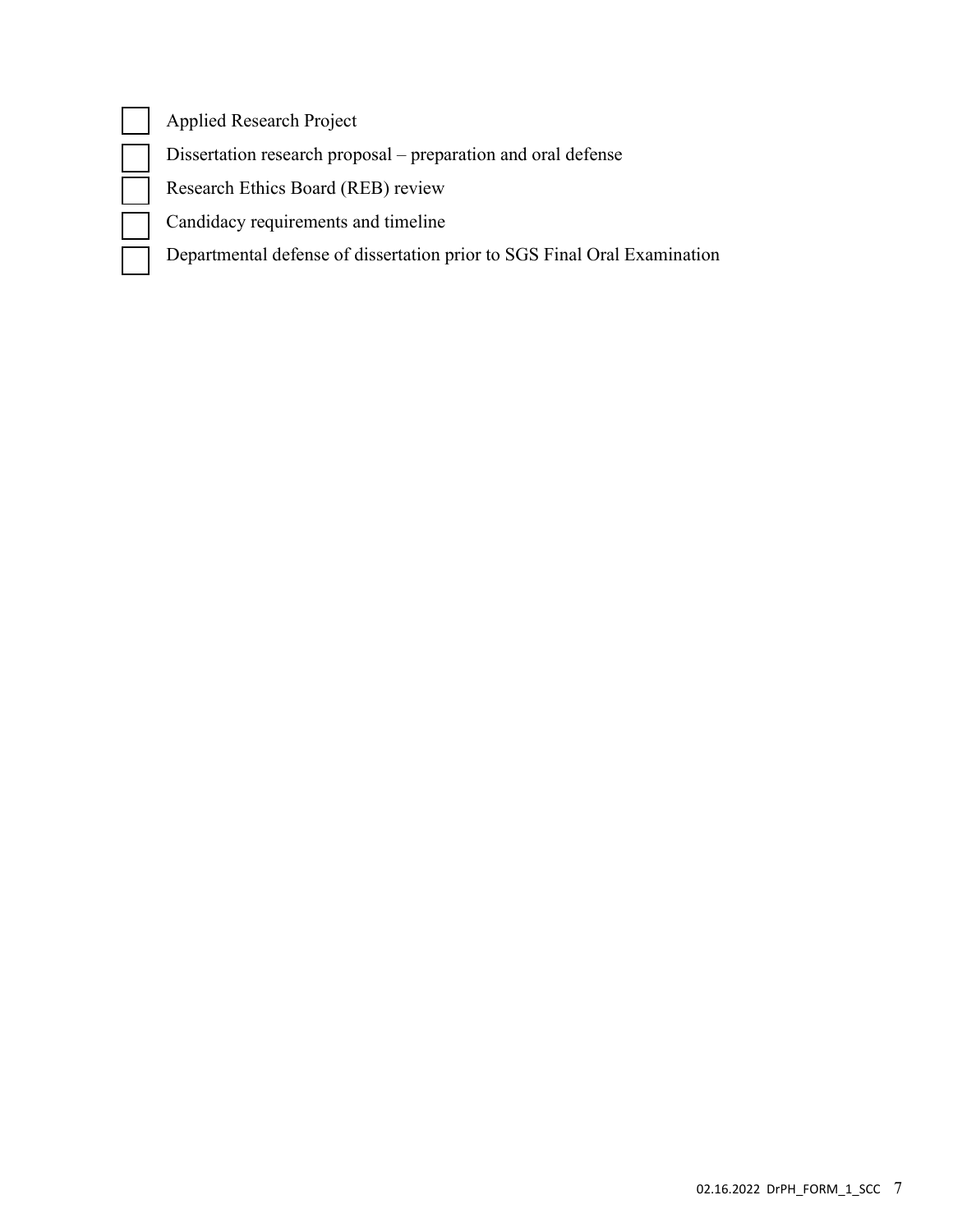- [ ] Applied Research Project
- [ ] Dissertation research proposal – preparation and oral defense
- [ ] Research Ethics Board (REB) review
- [ ] Candidacy requirements and timeline
- [ ] Departmental defense of dissertation prior to SGS Final Oral Examination